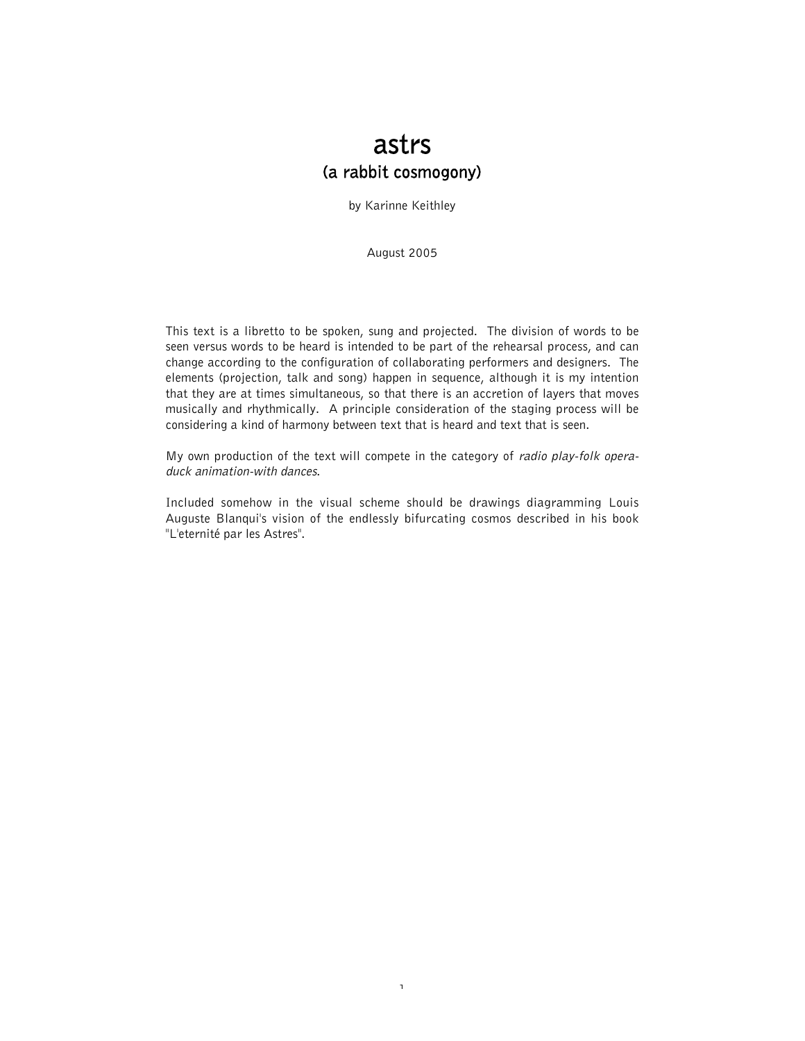# astrs
## (a rabbit cosmogony)

by Karinne Keithley

August 2005

This text is a libretto to be spoken, sung and projected. The division of words to be seen versus words to be heard is intended to be part of the rehearsal process, and can change according to the configuration of collaborating performers and designers. The elements (projection, talk and song) happen in sequence, although it is my intention that they are at times simultaneous, so that there is an accretion of layers that moves musically and rhythmically. A principle consideration of the staging process will be considering a kind of harmony between text that is heard and text that is seen.

My own production of the text will compete in the category of *radio play-folk opera-duck animation-with dances*.

Included somehow in the visual scheme should be drawings diagramming Louis Auguste Blanqui's vision of the endlessly bifurcating cosmos described in his book "L'eternité par les Astres".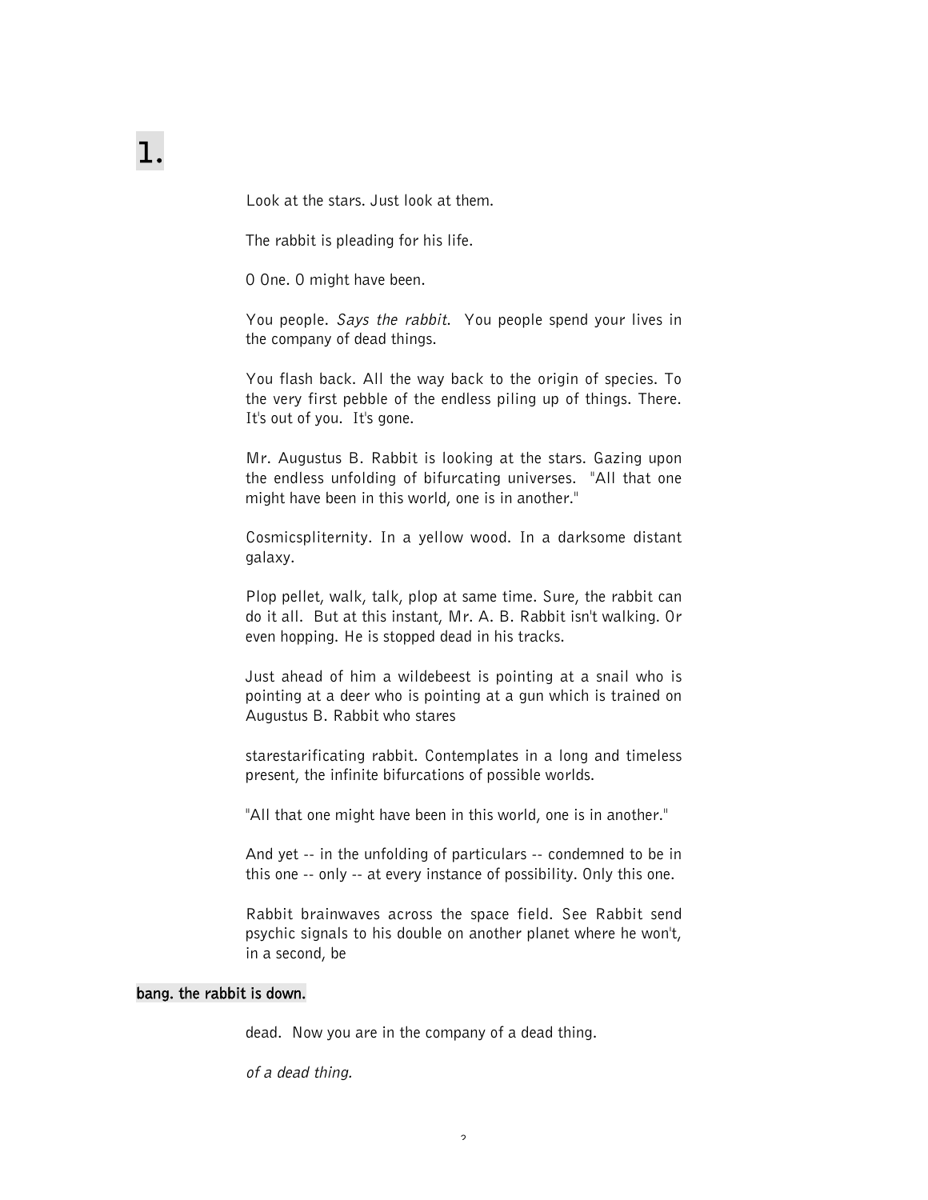# 1.

Look at the stars. Just look at them.

The rabbit is pleading for his life.

O One. O might have been.

You people. *Says the rabbit*. You people spend your lives in the company of dead things.

You flash back. All the way back to the origin of species. To the very first pebble of the endless piling up of things. There. It's out of you. It's gone.

Mr. Augustus B. Rabbit is looking at the stars. Gazing upon the endless unfolding of bifurcating universes. "All that one might have been in this world, one is in another."

Cosmicspliternity. In a yellow wood. In a darksome distant galaxy.

Plop pellet, walk, talk, plop at same time. Sure, the rabbit can do it all. But at this instant, Mr. A. B. Rabbit isn't walking. Or even hopping. He is stopped dead in his tracks.

Just ahead of him a wildebeest is pointing at a snail who is pointing at a deer who is pointing at a gun which is trained on Augustus B. Rabbit who stares

starestarificating rabbit. Contemplates in a long and timeless present, the infinite bifurcations of possible worlds.

"All that one might have been in this world, one is in another."

And yet -- in the unfolding of particulars -- condemned to be in this one -- only -- at every instance of possibility. Only this one.

Rabbit brainwaves across the space field. See Rabbit send psychic signals to his double on another planet where he won't, in a second, be

**bang. the rabbit is down.**

dead. Now you are in the company of a dead thing.

*of a dead thing.*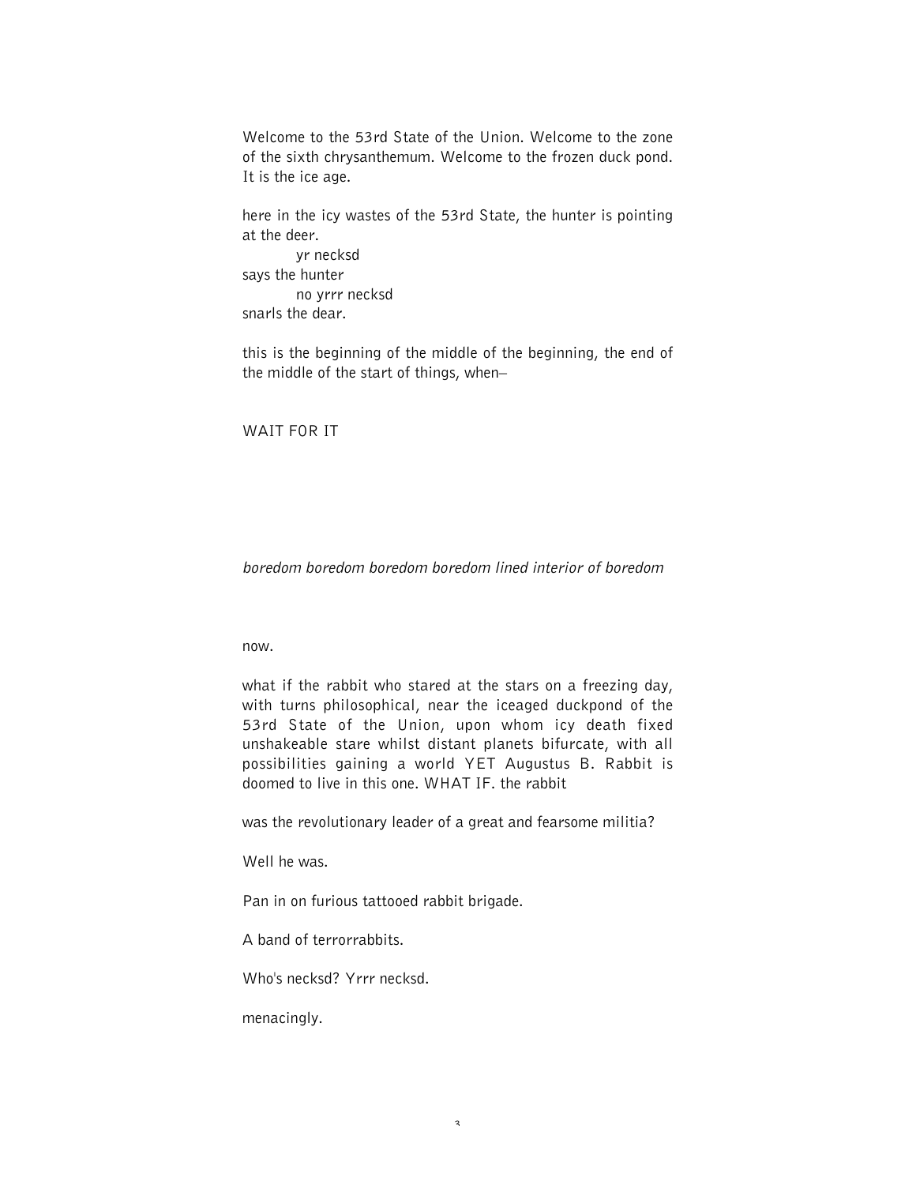Welcome to the 53rd State of the Union. Welcome to the zone of the sixth chrysanthemum. Welcome to the frozen duck pond. It is the ice age.

here in the icy wastes of the 53rd State, the hunter is pointing at the deer.

        yr necksd

says the hunter

        no yrrr necksd

snarls the dear.

this is the beginning of the middle of the beginning, the end of the middle of the start of things, when–

WAIT FOR IT

*boredom boredom boredom boredom lined interior of boredom*

now.

what if the rabbit who stared at the stars on a freezing day, with turns philosophical, near the iceaged duckpond of the 53rd State of the Union, upon whom icy death fixed unshakeable stare whilst distant planets bifurcate, with all possibilities gaining a world YET Augustus B. Rabbit is doomed to live in this one. WHAT IF. the rabbit

was the revolutionary leader of a great and fearsome militia?

Well he was.

Pan in on furious tattooed rabbit brigade.

A band of terrorrabbits.

Who's necksd? Yrrr necksd.

menacingly.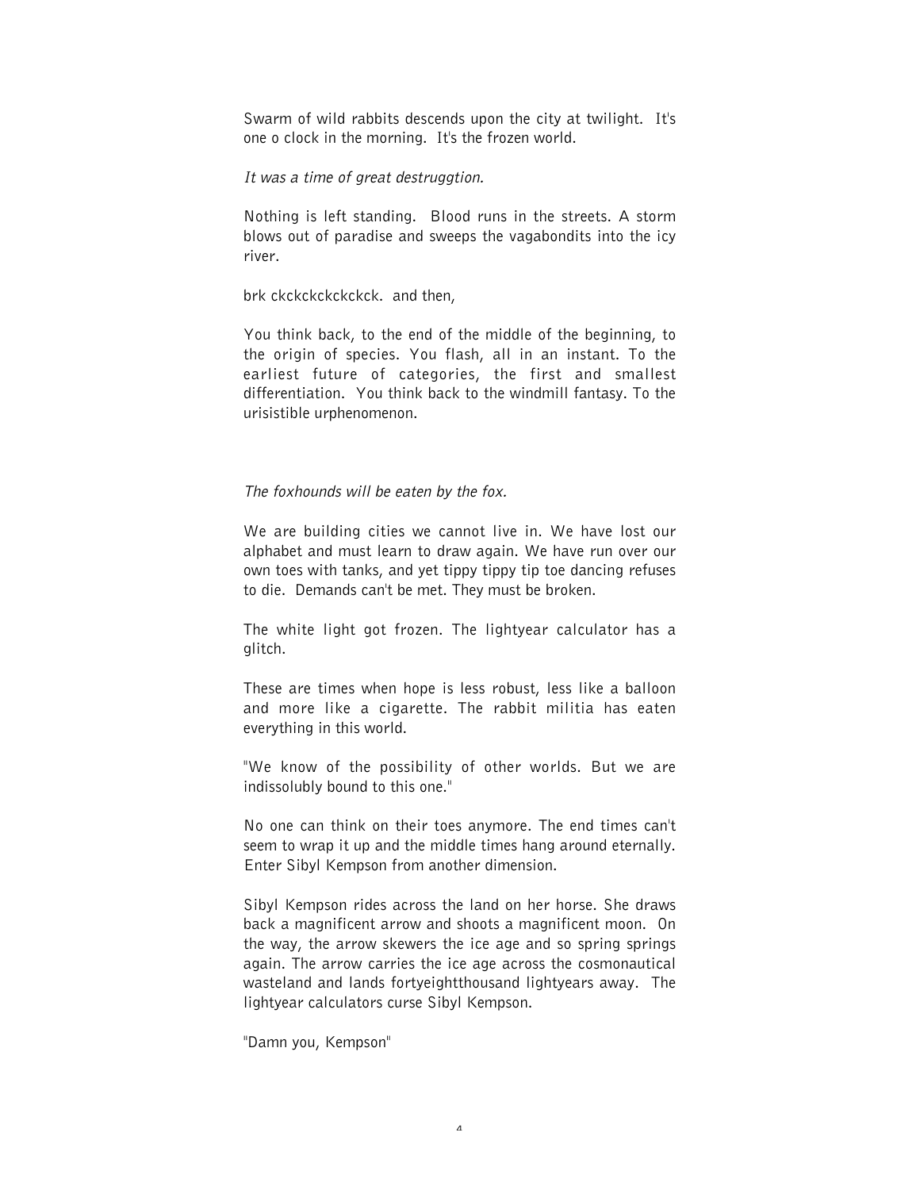Swarm of wild rabbits descends upon the city at twilight. It's one o clock in the morning. It's the frozen world.

*It was a time of great destruggtion.*

Nothing is left standing. Blood runs in the streets. A storm blows out of paradise and sweeps the vagabondits into the icy river.

brk ckckckckckckck. and then,

You think back, to the end of the middle of the beginning, to the origin of species. You flash, all in an instant. To the earliest future of categories, the first and smallest differentiation. You think back to the windmill fantasy. To the urisistible urphenomenon.

*The foxhounds will be eaten by the fox.*

We are building cities we cannot live in. We have lost our alphabet and must learn to draw again. We have run over our own toes with tanks, and yet tippy tippy tip toe dancing refuses to die. Demands can't be met. They must be broken.

The white light got frozen. The lightyear calculator has a glitch.

These are times when hope is less robust, less like a balloon and more like a cigarette. The rabbit militia has eaten everything in this world.

"We know of the possibility of other worlds. But we are indissolubly bound to this one."

No one can think on their toes anymore. The end times can't seem to wrap it up and the middle times hang around eternally. Enter Sibyl Kempson from another dimension.

Sibyl Kempson rides across the land on her horse. She draws back a magnificent arrow and shoots a magnificent moon. On the way, the arrow skewers the ice age and so spring springs again. The arrow carries the ice age across the cosmonautical wasteland and lands fortyeightthousand lightyears away. The lightyear calculators curse Sibyl Kempson.

"Damn you, Kempson"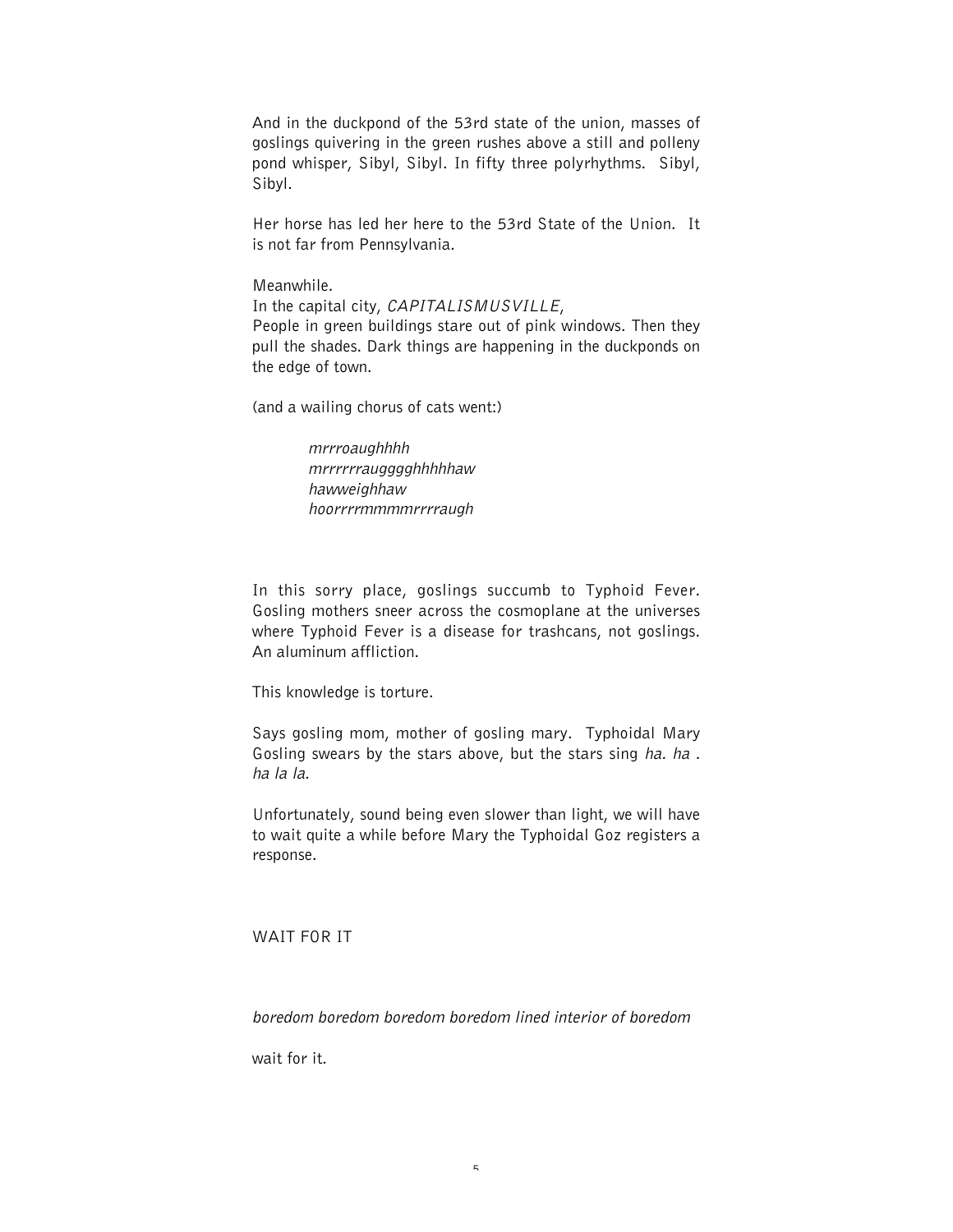And in the duckpond of the 53rd state of the union, masses of goslings quivering in the green rushes above a still and polleny pond whisper, Sibyl, Sibyl. In fifty three polyrhythms. Sibyl, Sibyl.

Her horse has led her here to the 53rd State of the Union. It is not far from Pennsylvania.

Meanwhile.  
In the capital city, *CAPITALISMUSVILLE*,  
People in green buildings stare out of pink windows. Then they pull the shades. Dark things are happening in the duckponds on the edge of town.

(and a wailing chorus of cats went:)

> *mrrroaughhhh*  
> *mrrrrrraugggghhhhhaw*  
> *hawweighhaw*  
> *hoorrrrmmmmrrrraugh*

In this sorry place, goslings succumb to Typhoid Fever. Gosling mothers sneer across the cosmoplane at the universes where Typhoid Fever is a disease for trashcans, not goslings. An aluminum affliction.

This knowledge is torture.

Says gosling mom, mother of gosling mary. Typhoidal Mary Gosling swears by the stars above, but the stars sing *ha. ha . ha la la.*

Unfortunately, sound being even slower than light, we will have to wait quite a while before Mary the Typhoidal Goz registers a response.

WAIT FOR IT

*boredom boredom boredom boredom lined interior of boredom*

wait for it.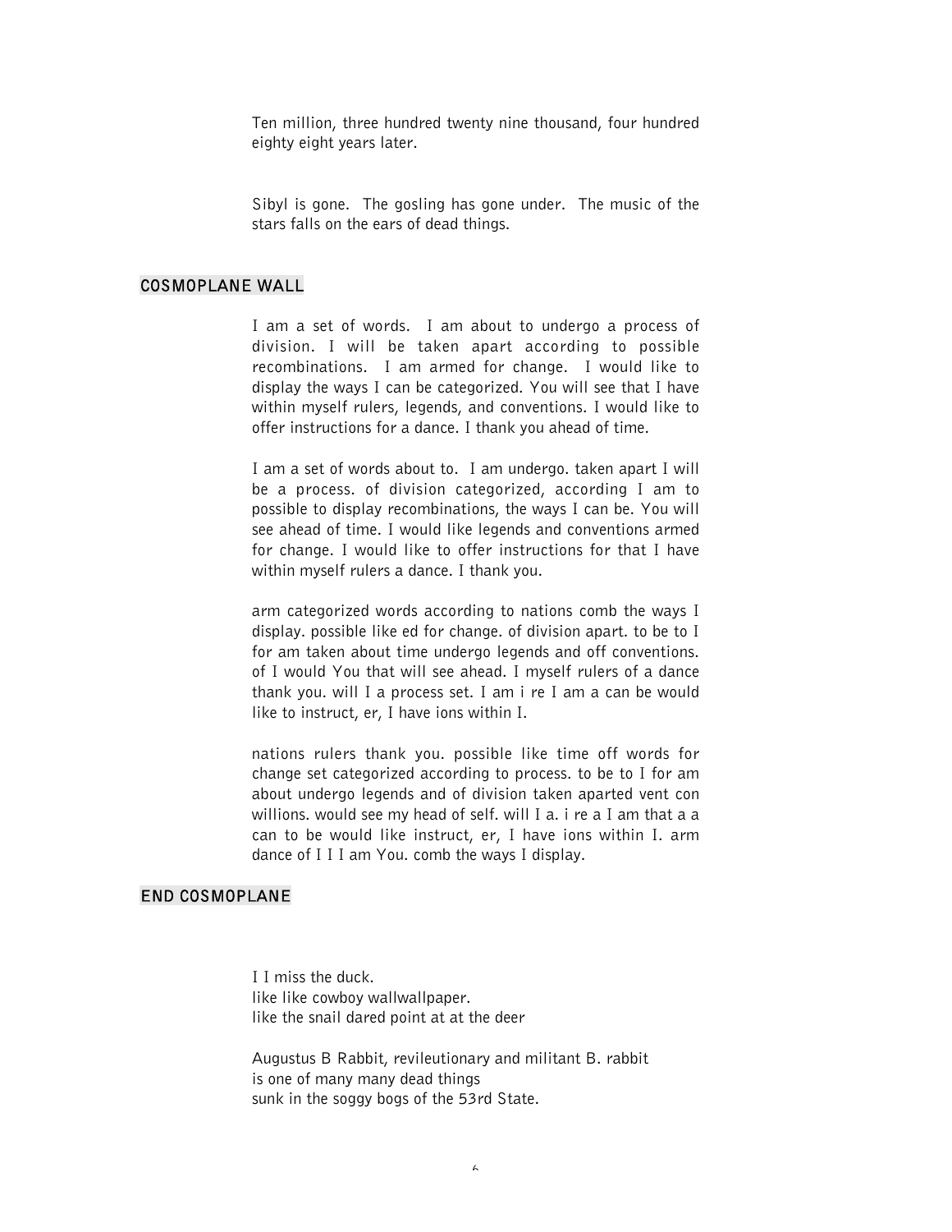Ten million, three hundred twenty nine thousand, four hundred eighty eight years later.

Sibyl is gone. The gosling has gone under. The music of the stars falls on the ears of dead things.

## COSMOPLANE WALL

I am a set of words. I am about to undergo a process of division. I will be taken apart according to possible recombinations. I am armed for change. I would like to display the ways I can be categorized. You will see that I have within myself rulers, legends, and conventions. I would like to offer instructions for a dance. I thank you ahead of time.

I am a set of words about to. I am undergo. taken apart I will be a process. of division categorized, according I am to possible to display recombinations, the ways I can be. You will see ahead of time. I would like legends and conventions armed for change. I would like to offer instructions for that I have within myself rulers a dance. I thank you.

arm categorized words according to nations comb the ways I display. possible like ed for change. of division apart. to be to I for am taken about time undergo legends and off conventions. of I would You that will see ahead. I myself rulers of a dance thank you. will I a process set. I am i re I am a can be would like to instruct, er, I have ions within I.

nations rulers thank you. possible like time off words for change set categorized according to process. to be to I for am about undergo legends and of division taken aparted vent con willions. would see my head of self. will I a. i re a I am that a a can to be would like instruct, er, I have ions within I. arm dance of I I I am You. comb the ways I display.

## END COSMOPLANE

I I miss the duck.
like like cowboy wallwallpaper.
like the snail dared point at at the deer

Augustus B Rabbit, revileutionary and militant B. rabbit
is one of many many dead things
sunk in the soggy bogs of the 53rd State.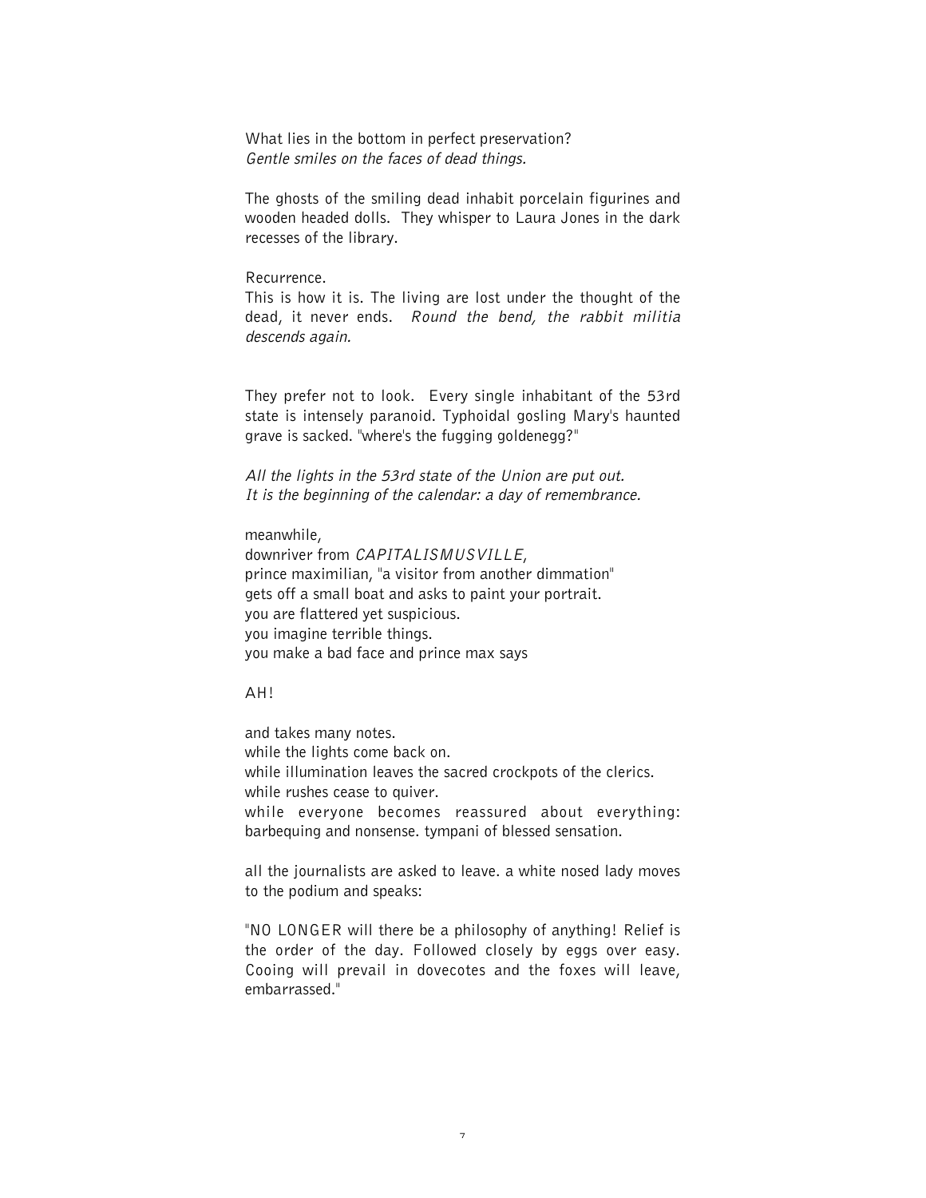What lies in the bottom in perfect preservation?
*Gentle smiles on the faces of dead things.*

The ghosts of the smiling dead inhabit porcelain figurines and wooden headed dolls. They whisper to Laura Jones in the dark recesses of the library.

Recurrence.
This is how it is. The living are lost under the thought of the dead, it never ends. *Round the bend, the rabbit militia descends again.*

They prefer not to look. Every single inhabitant of the 53rd state is intensely paranoid. Typhoidal gosling Mary's haunted grave is sacked. "where's the fugging goldenegg?"

*All the lights in the 53rd state of the Union are put out.*
*It is the beginning of the calendar: a day of remembrance.*

meanwhile,
downriver from *CAPITALISMUSVILLE*,
prince maximilian, "a visitor from another dimmation"
gets off a small boat and asks to paint your portrait.
you are flattered yet suspicious.
you imagine terrible things.
you make a bad face and prince max says

AH!

and takes many notes.
while the lights come back on.
while illumination leaves the sacred crockpots of the clerics.
while rushes cease to quiver.
while everyone becomes reassured about everything: barbequing and nonsense. tympani of blessed sensation.

all the journalists are asked to leave. a white nosed lady moves to the podium and speaks:

"NO LONGER will there be a philosophy of anything! Relief is the order of the day. Followed closely by eggs over easy. Cooing will prevail in dovecotes and the foxes will leave, embarrassed."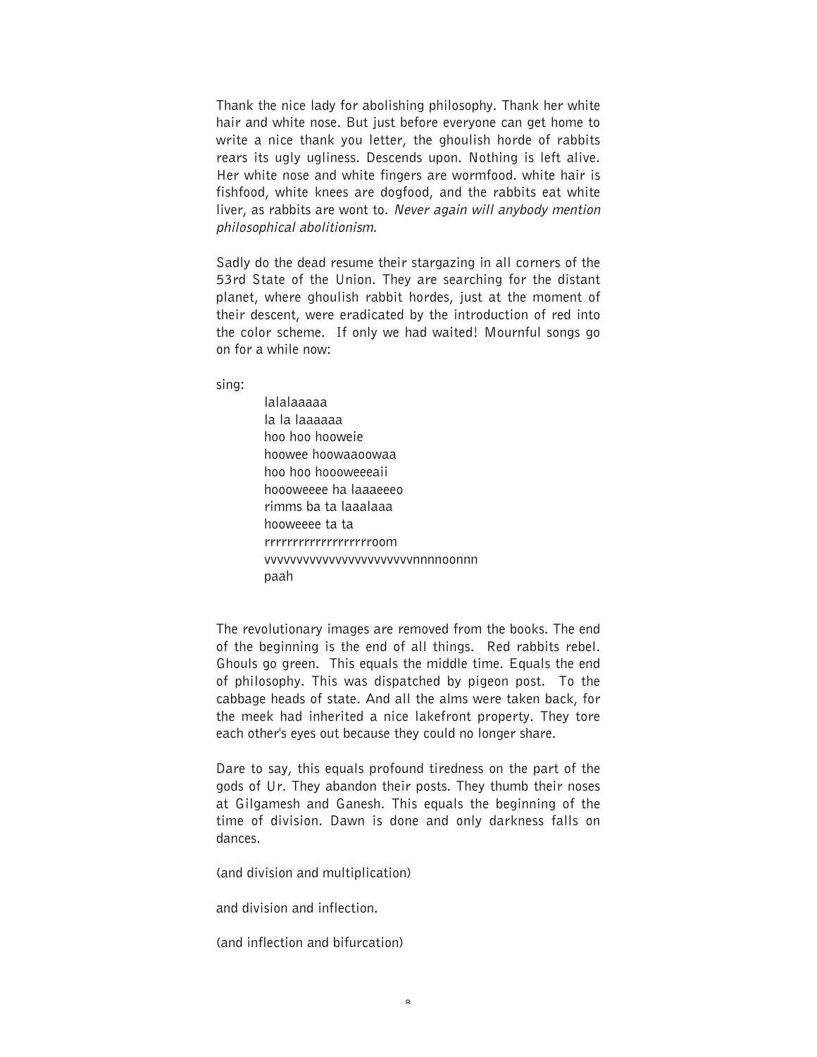Thank the nice lady for abolishing philosophy. Thank her white hair and white nose. But just before everyone can get home to write a nice thank you letter, the ghoulish horde of rabbits rears its ugly ugliness. Descends upon. Nothing is left alive. Her white nose and white fingers are wormfood. white hair is fishfood, white knees are dogfood, and the rabbits eat white liver, as rabbits are wont to. *Never again will anybody mention philosophical abolitionism.*

Sadly do the dead resume their stargazing in all corners of the 53rd State of the Union. They are searching for the distant planet, where ghoulish rabbit hordes, just at the moment of their descent, were eradicated by the introduction of red into the color scheme. If only we had waited! Mournful songs go on for a while now:

sing:

> lalalaaaaa
> la la laaaaaa
> hoo hoo hooweie
> hoowee hoowaaoowaa
> hoo hoo hoooweeeaii
> hoooweeee ha laaaeeeo
> rimms ba ta laaalaaa
> hooweeee ta ta
> rrrrrrrrrrrrrrrrrrroom
> vvvvvvvvvvvvvvvvvvvvvvnnnnoonnn
> paah

The revolutionary images are removed from the books. The end of the beginning is the end of all things. Red rabbits rebel. Ghouls go green. This equals the middle time. Equals the end of philosophy. This was dispatched by pigeon post. To the cabbage heads of state. And all the alms were taken back, for the meek had inherited a nice lakefront property. They tore each other's eyes out because they could no longer share.

Dare to say, this equals profound tiredness on the part of the gods of Ur. They abandon their posts. They thumb their noses at Gilgamesh and Ganesh. This equals the beginning of the time of division. Dawn is done and only darkness falls on dances.

(and division and multiplication)

and division and inflection.

(and inflection and bifurcation)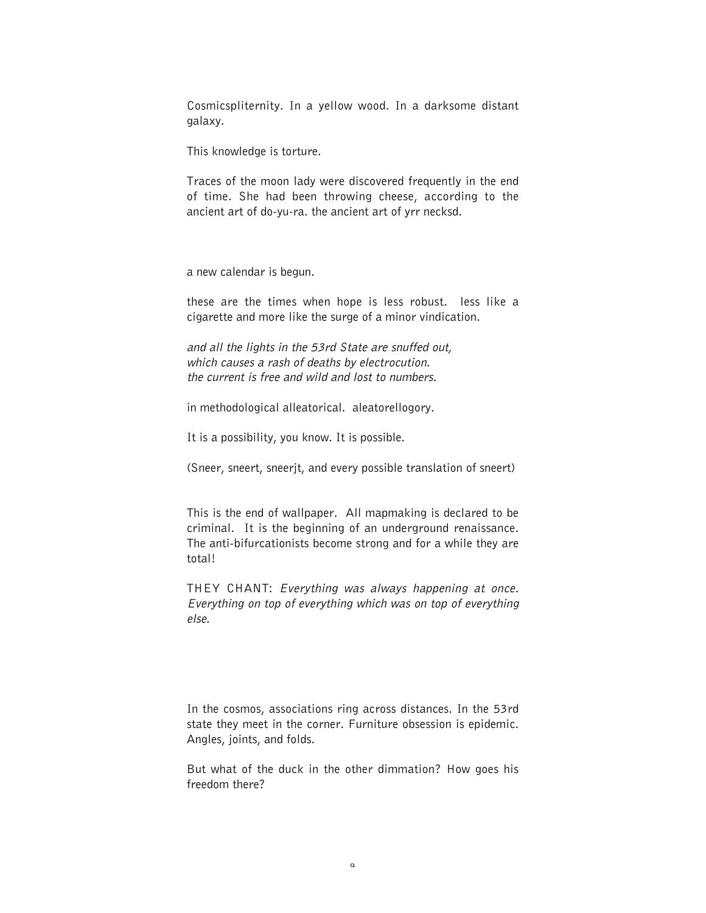Cosmicspliternity. In a yellow wood. In a darksome distant galaxy.

This knowledge is torture.

Traces of the moon lady were discovered frequently in the end of time. She had been throwing cheese, according to the ancient art of do-yu-ra. the ancient art of yrr necksd.

a new calendar is begun.

these are the times when hope is less robust. less like a cigarette and more like the surge of a minor vindication.

*and all the lights in the 53rd State are snuffed out,*
*which causes a rash of deaths by electrocution.*
*the current is free and wild and lost to numbers.*

in methodological alleatorical. aleatorellogory.

It is a possibility, you know. It is possible.

(Sneer, sneert, sneerjt, and every possible translation of sneert)

This is the end of wallpaper. All mapmaking is declared to be criminal. It is the beginning of an underground renaissance. The anti-bifurcationists become strong and for a while they are total!

THEY CHANT: *Everything was always happening at once. Everything on top of everything which was on top of everything else.*

In the cosmos, associations ring across distances. In the 53rd state they meet in the corner. Furniture obsession is epidemic. Angles, joints, and folds.

But what of the duck in the other dimmation? How goes his freedom there?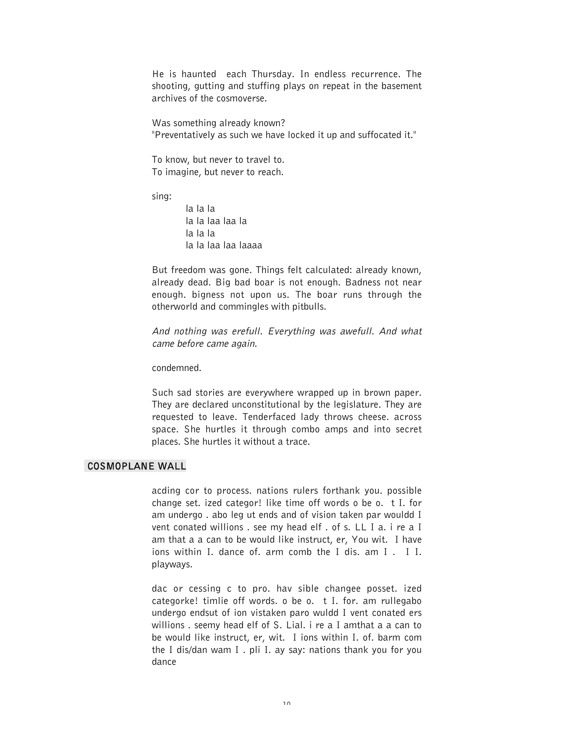He is haunted  each Thursday. In endless recurrence. The shooting, gutting and stuffing plays on repeat in the basement archives of the cosmoverse.

Was something already known?
"Preventatively as such we have locked it up and suffocated it."

To know, but never to travel to.
To imagine, but never to reach.

sing:

> la la la
> la la laa laa la
> la la la
> la la laa laa laaaa

But freedom was gone. Things felt calculated: already known, already dead. Big bad boar is not enough. Badness not near enough. bigness not upon us. The boar runs through the otherworld and commingles with pitbulls.

*And nothing was erefull. Everything was awefull. And what came before came again.*

condemned.

Such sad stories are everywhere wrapped up in brown paper. They are declared unconstitutional by the legislature. They are requested to leave. Tenderfaced lady throws cheese. across space. She hurtles it through combo amps and into secret places. She hurtles it without a trace.

## COSMOPLANE WALL

acding cor to process. nations rulers forthank you. possible change set. ized categor! like time off words o be o.  t I. for am undergo . abo leg ut ends and of vision taken par wouldd I vent conated willions . see my head elf . of s. LL I a. i re a I am that a a can to be would like instruct, er, You wit.  I have ions within I. dance of. arm comb the I dis. am I .  I I. playways.

dac or cessing c to pro. hav sible changee posset. ized categorke! timlie off words. o be o.  t I. for. am rullegabo undergo endsut of ion vistaken paro wuldd I vent conated ers willions . seemy head elf of S. Lial. i re a I amthat a a can to be would like instruct, er, wit.  I ions within I. of. barm com the I dis/dan wam I . pli I. ay say: nations thank you for you dance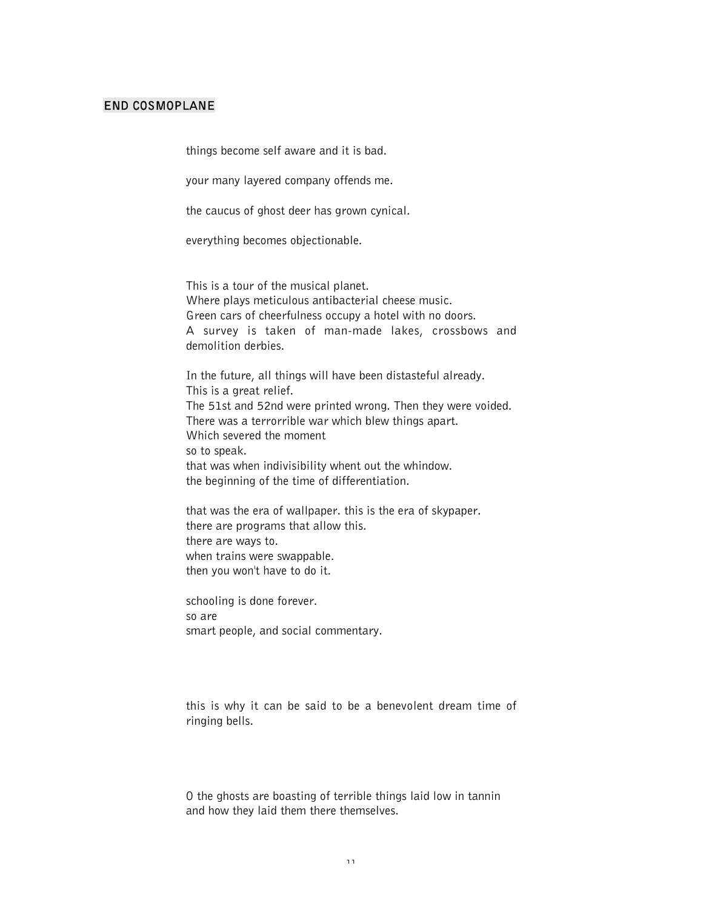## END COSMOPLANE

things become self aware and it is bad.

your many layered company offends me.

the caucus of ghost deer has grown cynical.

everything becomes objectionable.

This is a tour of the musical planet.  
Where plays meticulous antibacterial cheese music.  
Green cars of cheerfulness occupy a hotel with no doors.  
A survey is taken of man-made lakes, crossbows and demolition derbies.

In the future, all things will have been distasteful already.  
This is a great relief.  
The 51st and 52nd were printed wrong. Then they were voided.  
There was a terrorrible war which blew things apart.  
Which severed the moment  
so to speak.  
that was when indivisibility whent out the whindow.  
the beginning of the time of differentiation.

that was the era of wallpaper. this is the era of skypaper.  
there are programs that allow this.  
there are ways to.  
when trains were swappable.  
then you won't have to do it.

schooling is done forever.  
so are  
smart people, and social commentary.

this is why it can be said to be a benevolent dream time of ringing bells.

O the ghosts are boasting of terrible things laid low in tannin  
and how they laid them there themselves.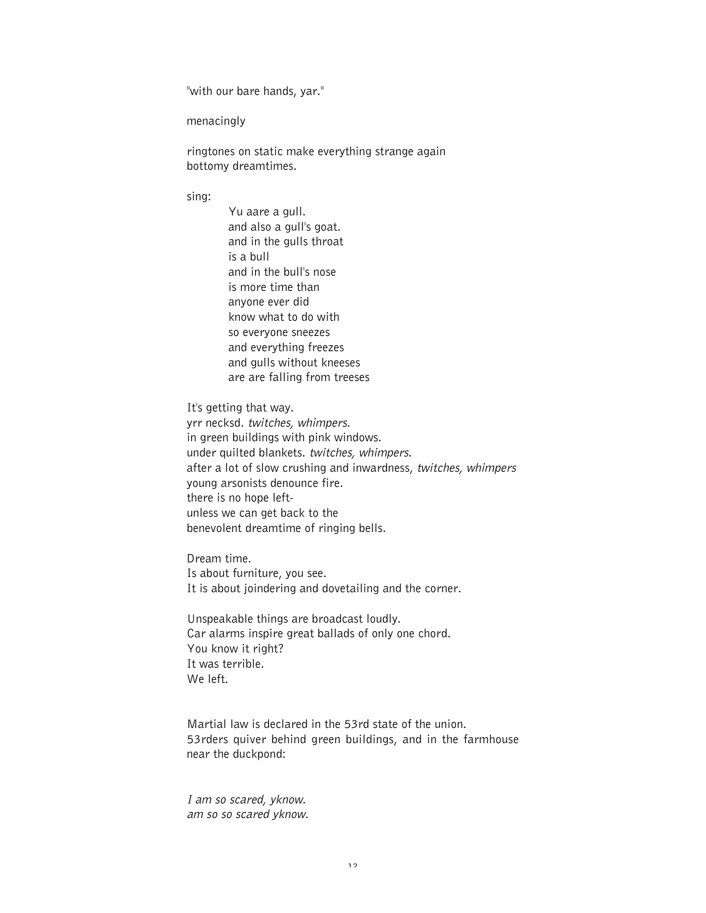"with our bare hands, yar."

menacingly

ringtones on static make everything strange again
bottomy dreamtimes.

sing:

> Yu aare a gull.
> and also a gull's goat.
> and in the gulls throat
> is a bull
> and in the bull's nose
> is more time than
> anyone ever did
> know what to do with
> so everyone sneezes
> and everything freezes
> and gulls without kneeses
> are are falling from treeses

It's getting that way.
yrr necksd. *twitches, whimpers.*
in green buildings with pink windows.
under quilted blankets. *twitches, whimpers*.
after a lot of slow crushing and inwardness, *twitches, whimpers*
young arsonists denounce fire.
there is no hope left-
unless we can get back to the
benevolent dreamtime of ringing bells.

Dream time.
Is about furniture, you see.
It is about joindering and dovetailing and the corner.

Unspeakable things are broadcast loudly.
Car alarms inspire great ballads of only one chord.
You know it right?
It was terrible.
We left.

Martial law is declared in the 53rd state of the union.
53rders quiver behind green buildings, and in the farmhouse near the duckpond:

*I am so scared, yknow.*
*am so so scared yknow.*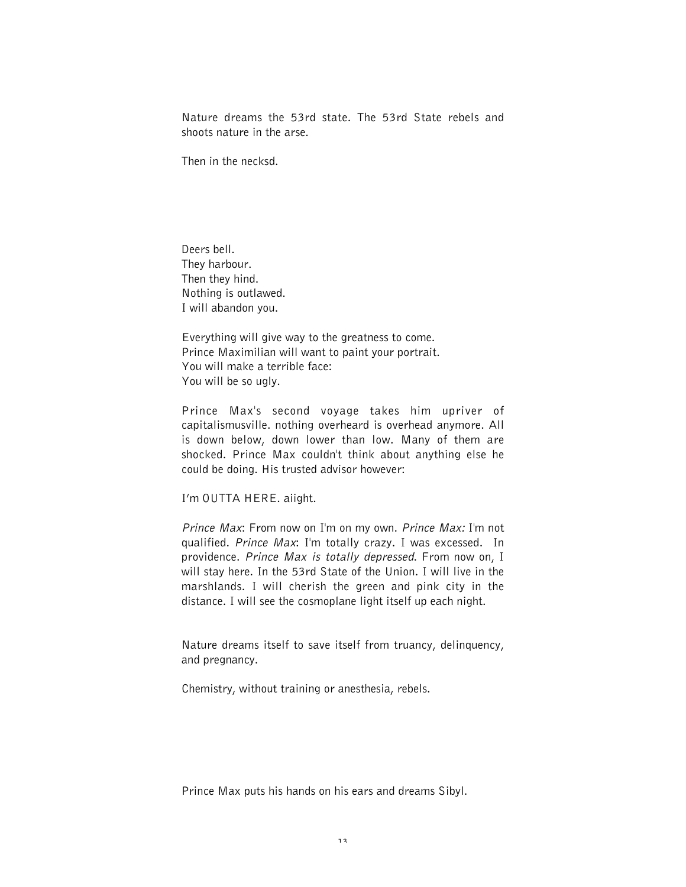Nature dreams the 53rd state. The 53rd State rebels and shoots nature in the arse.

Then in the necksd.

Deers bell.  
They harbour.  
Then they hind.  
Nothing is outlawed.  
I will abandon you.

Everything will give way to the greatness to come.  
Prince Maximilian will want to paint your portrait.  
You will make a terrible face:  
You will be so ugly.

Prince Max's second voyage takes him upriver of capitalismusville. nothing overheard is overhead anymore. All is down below, down lower than low. Many of them are shocked. Prince Max couldn't think about anything else he could be doing. His trusted advisor however:

I'm OUTTA HERE. aiight.

*Prince Max*: From now on I'm on my own. *Prince Max:* I'm not qualified. *Prince Max*: I'm totally crazy. I was excessed. In providence. *Prince Max is totally depressed*. From now on, I will stay here. In the 53rd State of the Union. I will live in the marshlands. I will cherish the green and pink city in the distance. I will see the cosmoplane light itself up each night.

Nature dreams itself to save itself from truancy, delinquency, and pregnancy.

Chemistry, without training or anesthesia, rebels.

Prince Max puts his hands on his ears and dreams Sibyl.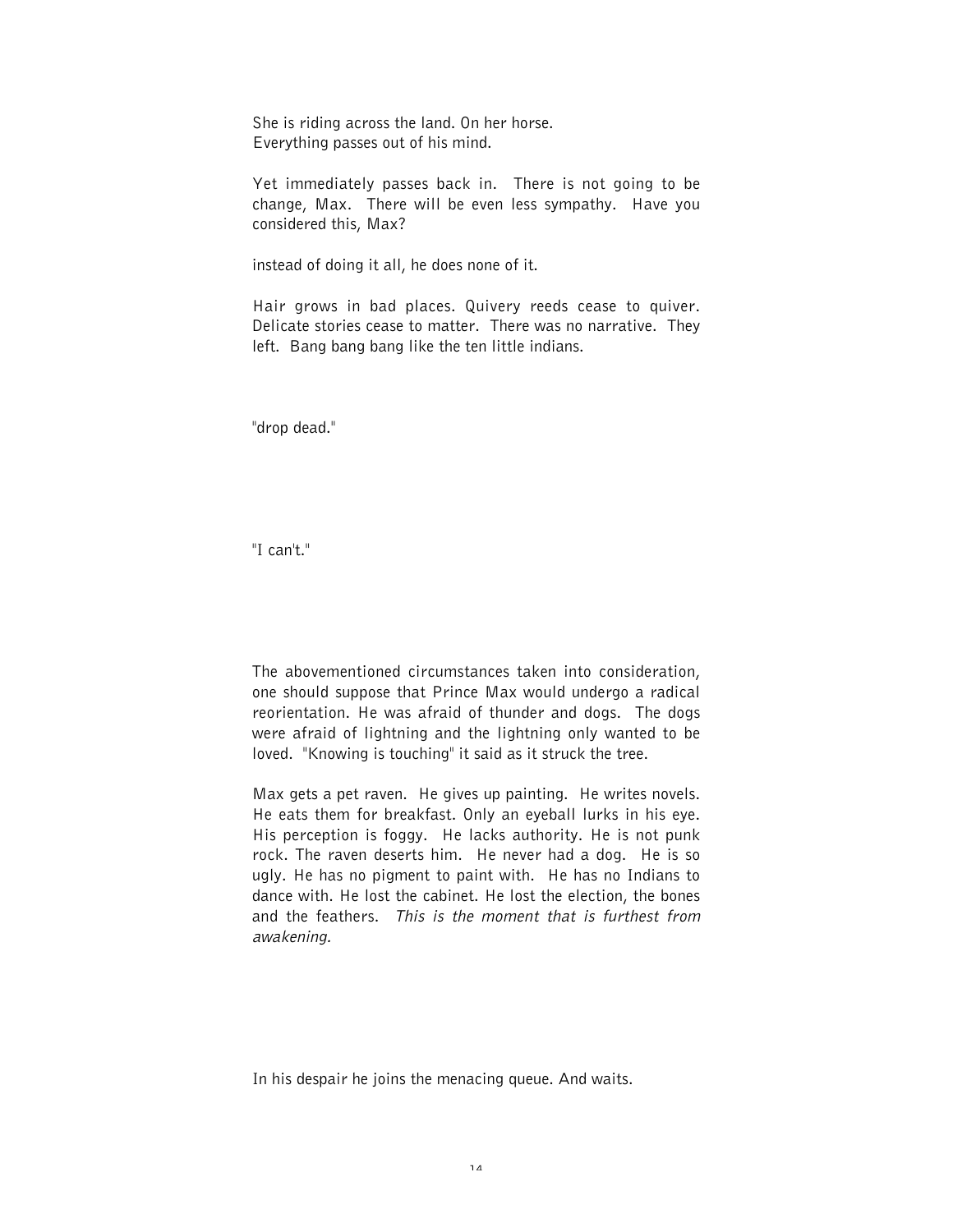She is riding across the land. On her horse.
Everything passes out of his mind.

Yet immediately passes back in. There is not going to be change, Max. There will be even less sympathy. Have you considered this, Max?

instead of doing it all, he does none of it.

Hair grows in bad places. Quivery reeds cease to quiver. Delicate stories cease to matter. There was no narrative. They left. Bang bang bang like the ten little indians.

"drop dead."

"I can't."

The abovementioned circumstances taken into consideration, one should suppose that Prince Max would undergo a radical reorientation. He was afraid of thunder and dogs. The dogs were afraid of lightning and the lightning only wanted to be loved. "Knowing is touching" it said as it struck the tree.

Max gets a pet raven. He gives up painting. He writes novels. He eats them for breakfast. Only an eyeball lurks in his eye. His perception is foggy. He lacks authority. He is not punk rock. The raven deserts him. He never had a dog. He is so ugly. He has no pigment to paint with. He has no Indians to dance with. He lost the cabinet. He lost the election, the bones and the feathers. *This is the moment that is furthest from awakening.*

In his despair he joins the menacing queue. And waits.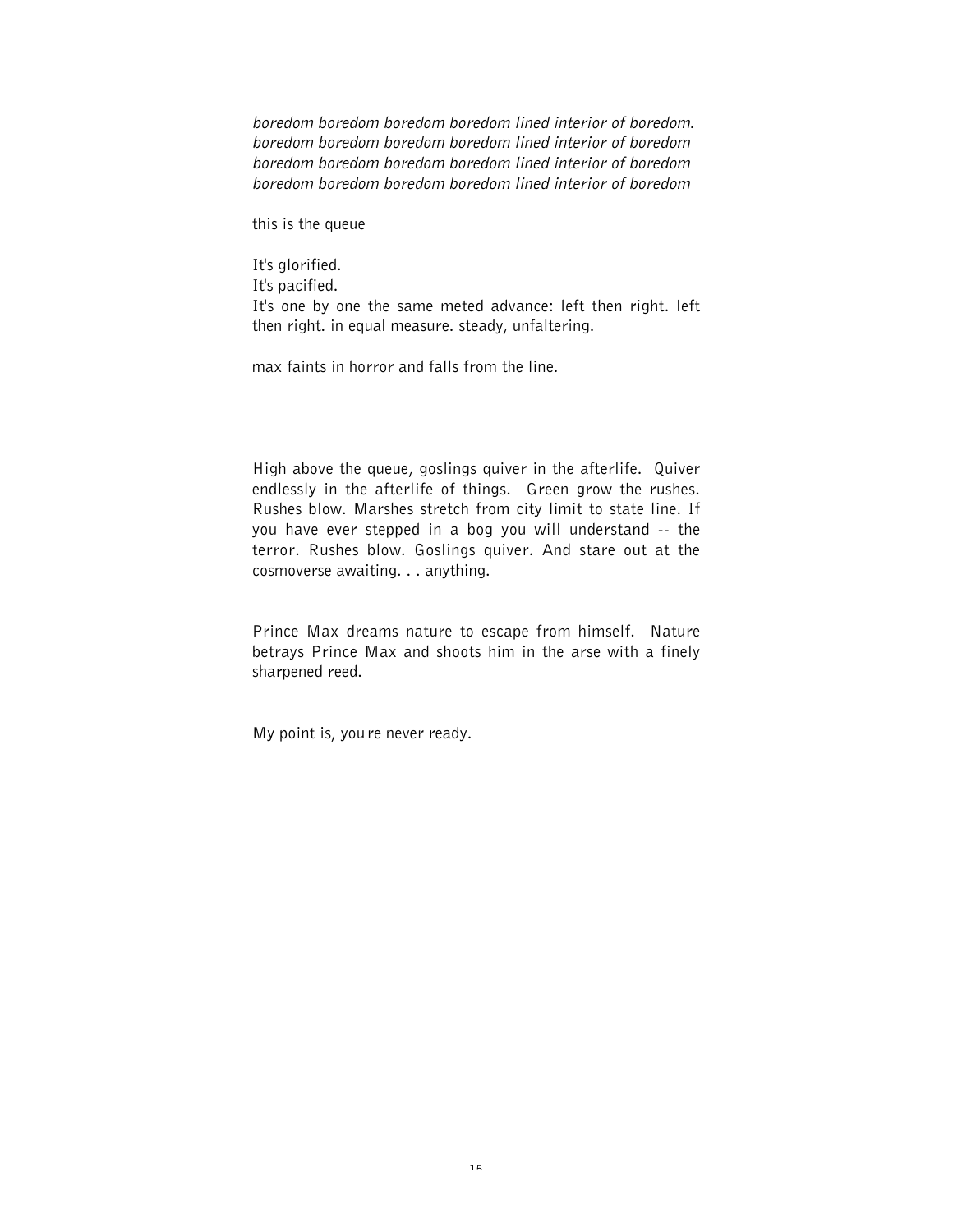*boredom boredom boredom boredom lined interior of boredom.*
*boredom boredom boredom boredom lined interior of boredom*
*boredom boredom boredom boredom lined interior of boredom*
*boredom boredom boredom boredom lined interior of boredom*

this is the queue

It's glorified.
It's pacified.
It's one by one the same meted advance: left then right. left then right. in equal measure. steady, unfaltering.

max faints in horror and falls from the line.

High above the queue, goslings quiver in the afterlife. Quiver endlessly in the afterlife of things. Green grow the rushes. Rushes blow. Marshes stretch from city limit to state line. If you have ever stepped in a bog you will understand -- the terror. Rushes blow. Goslings quiver. And stare out at the cosmoverse awaiting. . . anything.

Prince Max dreams nature to escape from himself. Nature betrays Prince Max and shoots him in the arse with a finely sharpened reed.

My point is, you're never ready.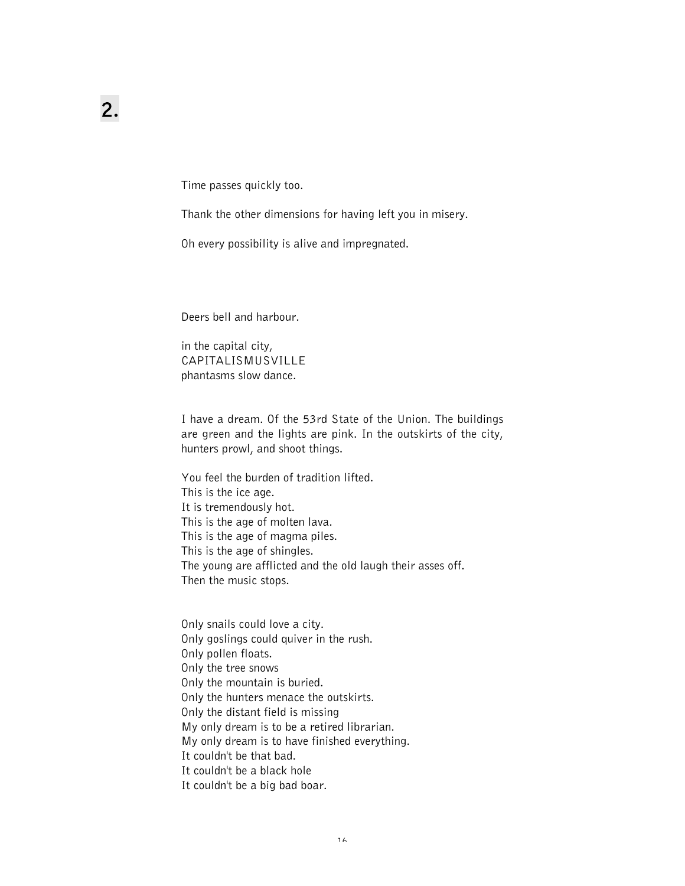## 2.

Time passes quickly too.

Thank the other dimensions for having left you in misery.

Oh every possibility is alive and impregnated.

Deers bell and harbour.

in the capital city,  
CAPITALISMUSVILLE  
phantasms slow dance.

I have a dream. Of the 53rd State of the Union. The buildings are green and the lights are pink. In the outskirts of the city, hunters prowl, and shoot things.

You feel the burden of tradition lifted.  
This is the ice age.  
It is tremendously hot.  
This is the age of molten lava.  
This is the age of magma piles.  
This is the age of shingles.  
The young are afflicted and the old laugh their asses off.  
Then the music stops.

Only snails could love a city.  
Only goslings could quiver in the rush.  
Only pollen floats.  
Only the tree snows  
Only the mountain is buried.  
Only the hunters menace the outskirts.  
Only the distant field is missing  
My only dream is to be a retired librarian.  
My only dream is to have finished everything.  
It couldn't be that bad.  
It couldn't be a black hole  
It couldn't be a big bad boar.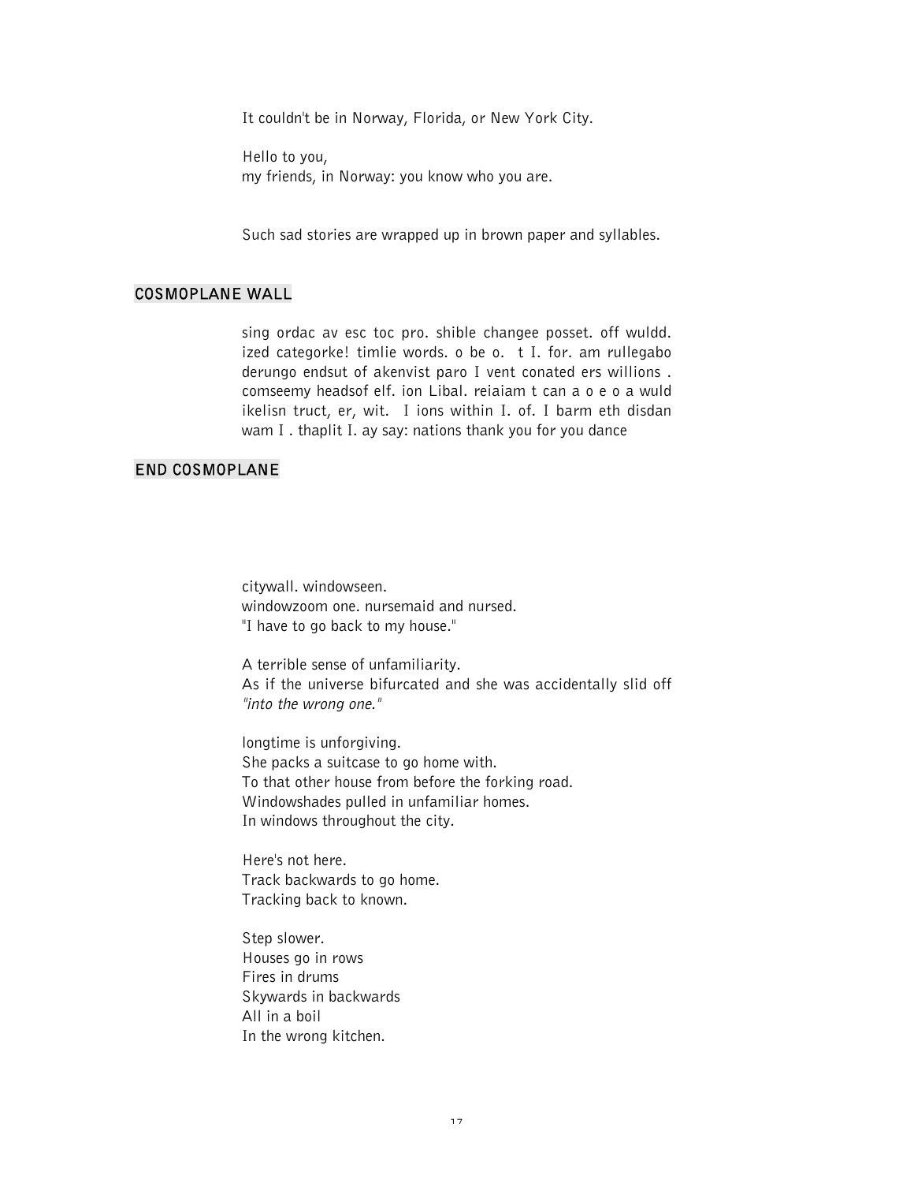It couldn't be in Norway, Florida, or New York City.

Hello to you,
my friends, in Norway: you know who you are.

Such sad stories are wrapped up in brown paper and syllables.

## COSMOPLANE WALL

sing ordac av esc toc pro. shible changee posset. off wuldd. ized categorke! timlie words. o be o.  t I. for. am rullegabo derungo endsut of akenvist paro I vent conated ers willions . comseemy headsof elf. ion Libal. reiaiam t can a o e o a wuld ikelisn truct, er, wit.  I ions within I. of. I barm eth disdan wam I . thaplit I. ay say: nations thank you for you dance

## END COSMOPLANE

citywall. windowseen.
windowzoom one. nursemaid and nursed.
"I have to go back to my house."

A terrible sense of unfamiliarity.
As if the universe bifurcated and she was accidentally slid off *"into the wrong one."*

longtime is unforgiving.
She packs a suitcase to go home with.
To that other house from before the forking road.
Windowshades pulled in unfamiliar homes.
In windows throughout the city.

Here's not here.
Track backwards to go home.
Tracking back to known.

Step slower.
Houses go in rows
Fires in drums
Skywards in backwards
All in a boil
In the wrong kitchen.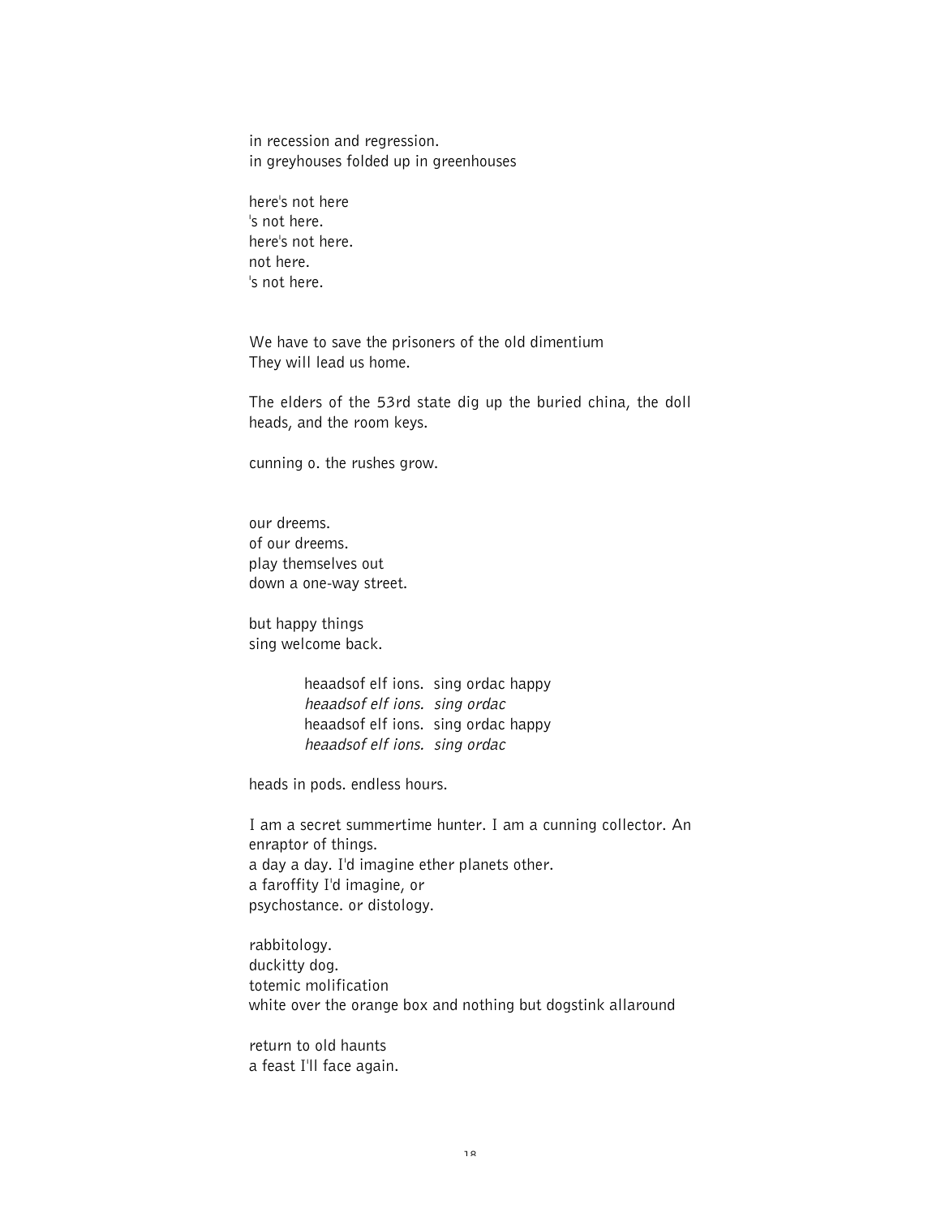in recession and regression.
in greyhouses folded up in greenhouses

here's not here
's not here.
here's not here.
not here.
's not here.

We have to save the prisoners of the old dimentium
They will lead us home.

The elders of the 53rd state dig up the buried china, the doll heads, and the room keys.

cunning o. the rushes grow.

our dreems.
of our dreems.
play themselves out
down a one-way street.

but happy things
sing welcome back.

> heaadsof elf ions.  sing ordac happy
> *heaadsof elf ions.  sing ordac*
> heaadsof elf ions.  sing ordac happy
> *heaadsof elf ions.  sing ordac*

heads in pods. endless hours.

I am a secret summertime hunter. I am a cunning collector. An enraptor of things.
a day a day. I'd imagine ether planets other.
a faroffity I'd imagine, or
psychostance. or distology.

rabbitology.
duckitty dog.
totemic molification
white over the orange box and nothing but dogstink allaround

return to old haunts
a feast I'll face again.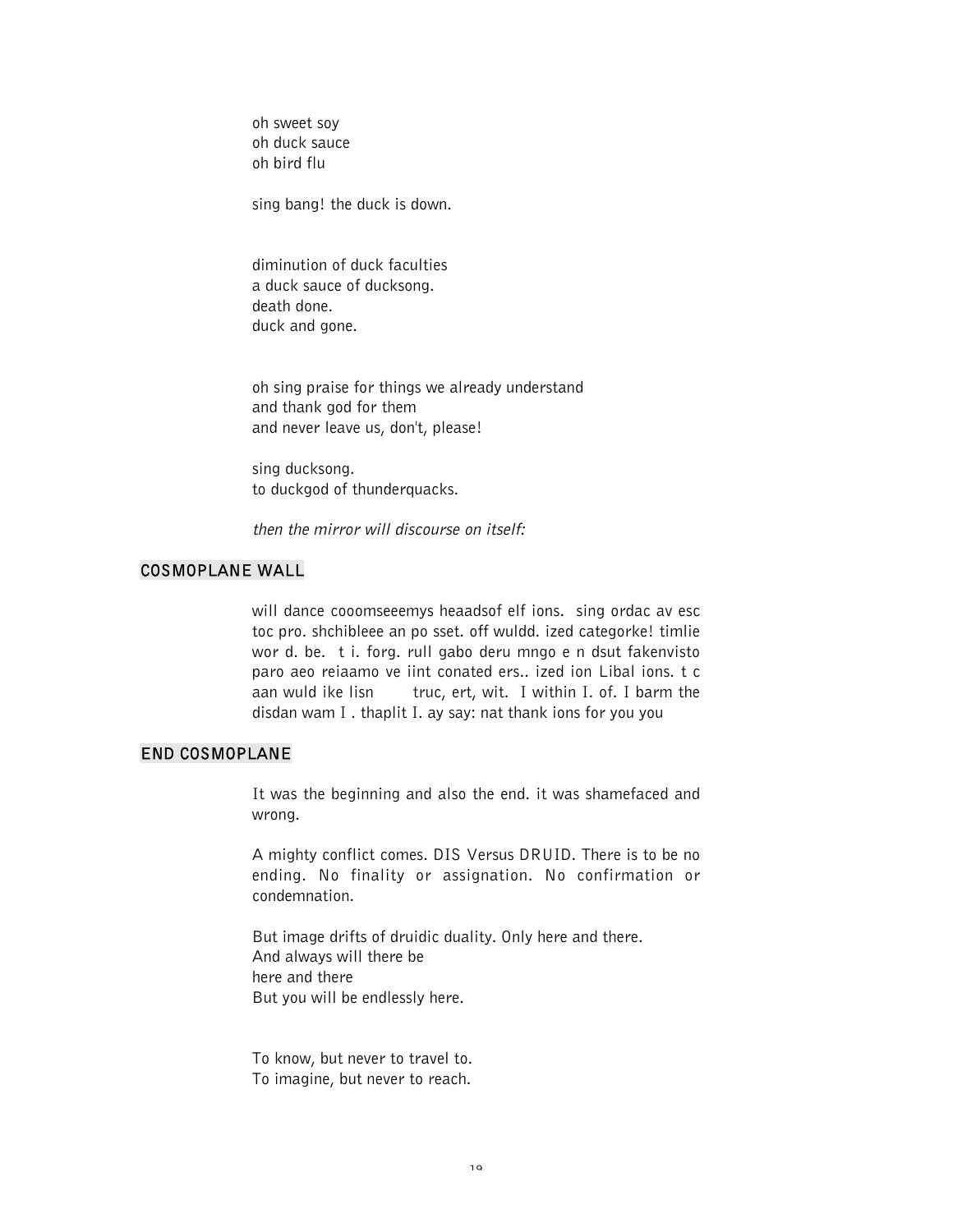oh sweet soy  
oh duck sauce  
oh bird flu

sing bang! the duck is down.

diminution of duck faculties  
a duck sauce of ducksong.  
death done.  
duck and gone.

oh sing praise for things we already understand  
and thank god for them  
and never leave us, don't, please!

sing ducksong.  
to duckgod of thunderquacks.

*then the mirror will discourse on itself:*

**COSMOPLANE WALL**

will dance cooomseeemys heaadsof elf ions. sing ordac av esc toc pro. shchibleee an po sset. off wuldd. ized categorke! timlie wor d. be. t i. forg. rull gabo deru mngo e n dsut fakenvisto paro aeo reiaamo ve iint conated ers.. ized ion Libal ions. t c aan wuld ike lisn truc, ert, wit. I within I. of. I barm the disdan wam I . thaplit I. ay say: nat thank ions for you you

**END COSMOPLANE**

It was the beginning and also the end. it was shamefaced and wrong.

A mighty conflict comes. DIS Versus DRUID. There is to be no ending. No finality or assignation. No confirmation or condemnation.

But image drifts of druidic duality. Only here and there.  
And always will there be  
here and there  
But you will be endlessly here.

To know, but never to travel to.  
To imagine, but never to reach.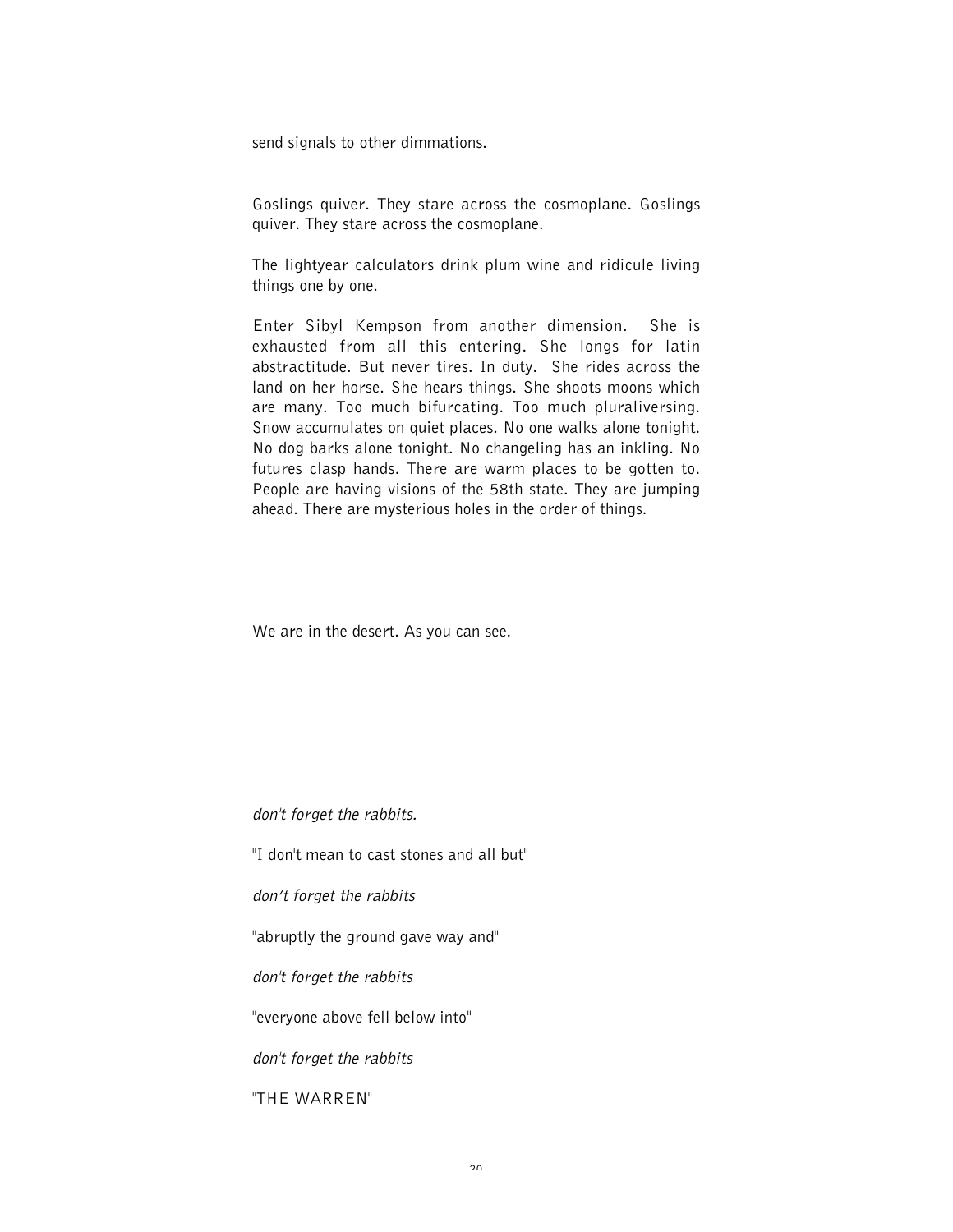send signals to other dimmations.

Goslings quiver. They stare across the cosmoplane. Goslings quiver. They stare across the cosmoplane.

The lightyear calculators drink plum wine and ridicule living things one by one.

Enter Sibyl Kempson from another dimension. She is exhausted from all this entering. She longs for latin abstractitude. But never tires. In duty. She rides across the land on her horse. She hears things. She shoots moons which are many. Too much bifurcating. Too much pluraliversing. Snow accumulates on quiet places. No one walks alone tonight. No dog barks alone tonight. No changeling has an inkling. No futures clasp hands. There are warm places to be gotten to. People are having visions of the 58th state. They are jumping ahead. There are mysterious holes in the order of things.

We are in the desert. As you can see.

*don't forget the rabbits.*

"I don't mean to cast stones and all but"

*don't forget the rabbits*

"abruptly the ground gave way and"

*don't forget the rabbits*

"everyone above fell below into"

*don't forget the rabbits*

"THE WARREN"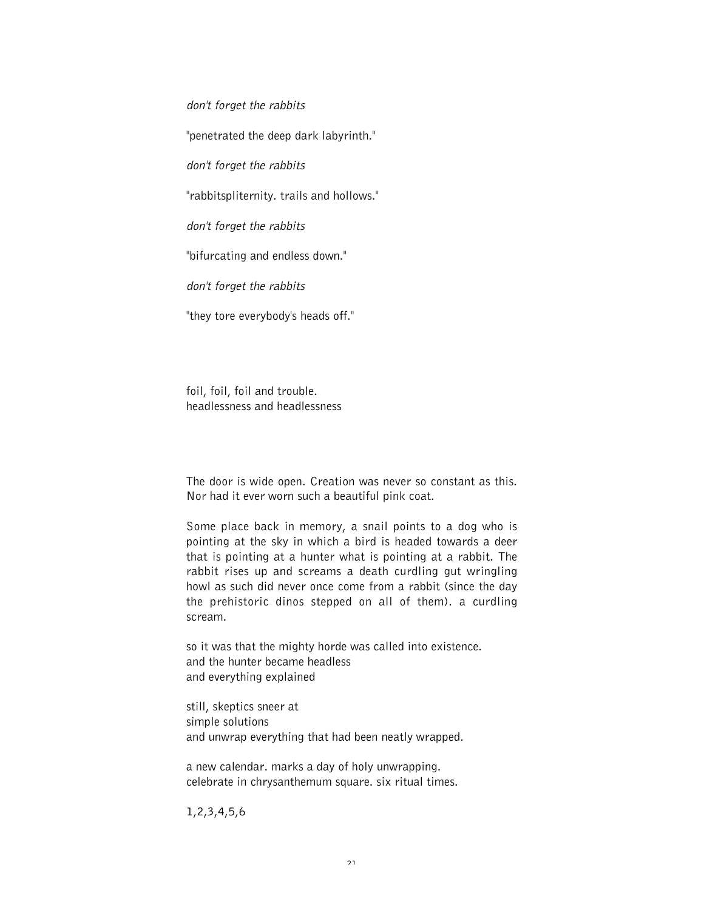*don't forget the rabbits*

"penetrated the deep dark labyrinth."

*don't forget the rabbits*

"rabbitspliternity. trails and hollows."

*don't forget the rabbits*

"bifurcating and endless down."

*don't forget the rabbits*

"they tore everybody's heads off."

foil, foil, foil and trouble.
headlessness and headlessness

The door is wide open. Creation was never so constant as this. Nor had it ever worn such a beautiful pink coat.

Some place back in memory, a snail points to a dog who is pointing at the sky in which a bird is headed towards a deer that is pointing at a hunter what is pointing at a rabbit. The rabbit rises up and screams a death curdling gut wringling howl as such did never once come from a rabbit (since the day the prehistoric dinos stepped on all of them). a curdling scream.

so it was that the mighty horde was called into existence.
and the hunter became headless
and everything explained

still, skeptics sneer at
simple solutions
and unwrap everything that had been neatly wrapped.

a new calendar. marks a day of holy unwrapping.
celebrate in chrysanthemum square. six ritual times.

1,2,3,4,5,6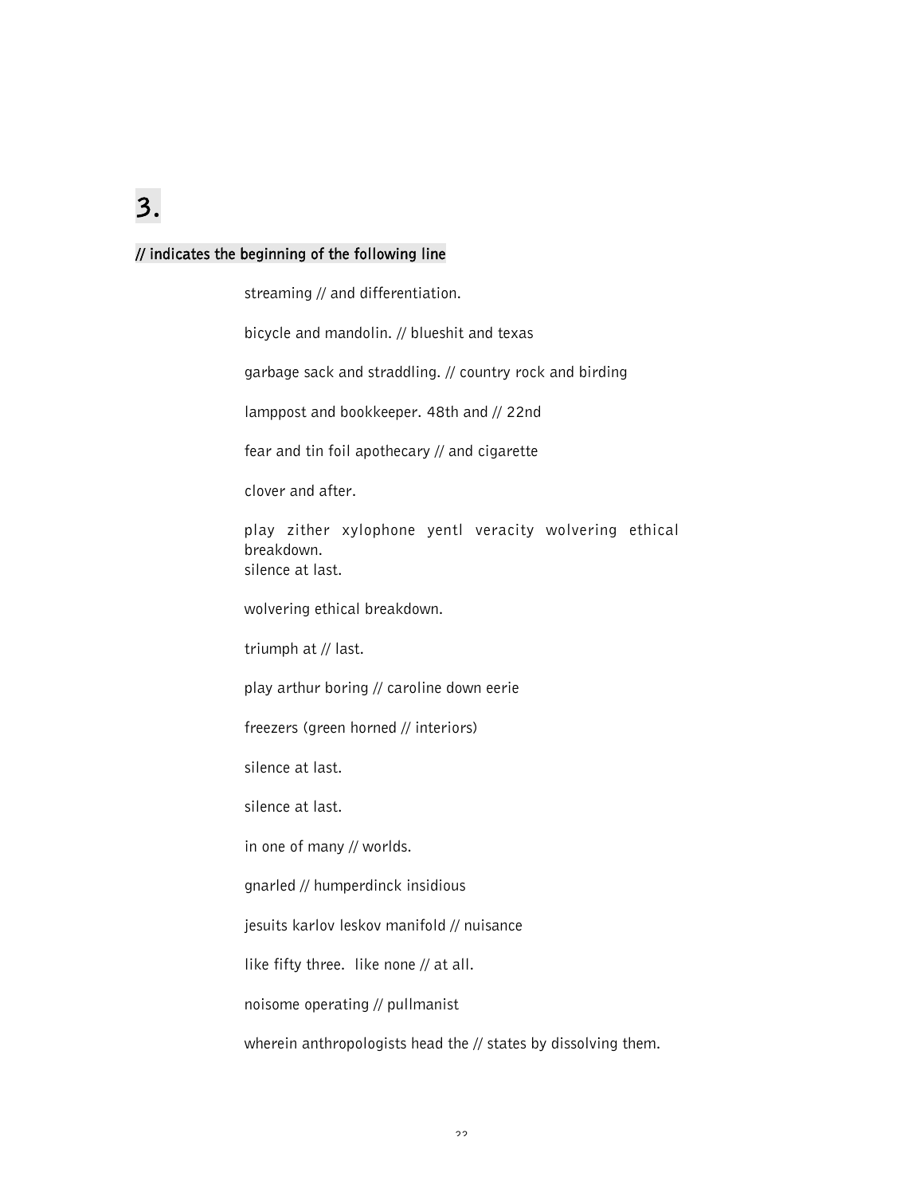# 3.

**// indicates the beginning of the following line**

streaming // and differentiation.

bicycle and mandolin. // blueshit and texas

garbage sack and straddling. // country rock and birding

lamppost and bookkeeper. 48th and // 22nd

fear and tin foil apothecary // and cigarette

clover and after.

play zither xylophone yentl veracity wolvering ethical breakdown.
silence at last.

wolvering ethical breakdown.

triumph at // last.

play arthur boring // caroline down eerie

freezers (green horned // interiors)

silence at last.

silence at last.

in one of many // worlds.

gnarled // humperdinck insidious

jesuits karlov leskov manifold // nuisance

like fifty three. like none // at all.

noisome operating // pullmanist

wherein anthropologists head the // states by dissolving them.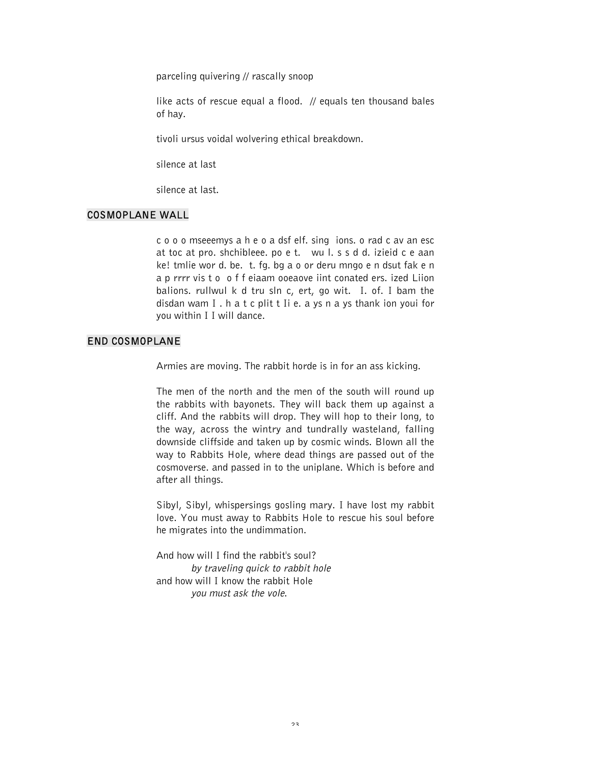parceling quivering // rascally snoop

like acts of rescue equal a flood. // equals ten thousand bales of hay.

tivoli ursus voidal wolvering ethical breakdown.

silence at last

silence at last.

## COSMOPLANE WALL

c o o o mseeemys a h e o a dsf elf. sing ions. o rad c av an esc at toc at pro. shchibleee. po e t. wu l. s s d d. izieid c e aan ke! tmlie wor d. be. t. fg. bg a o or deru mngo e n dsut fak e n a p rrrr vis t o o f f eiaam ooeaove iint conated ers. ized Liion balions. rullwul k d tru sln c, ert, go wit. I. of. I bam the disdan wam I . h a t c plit t Ii e. a ys n a ys thank ion youi for you within I I will dance.

## END COSMOPLANE

Armies are moving. The rabbit horde is in for an ass kicking.

The men of the north and the men of the south will round up the rabbits with bayonets. They will back them up against a cliff. And the rabbits will drop. They will hop to their long, to the way, across the wintry and tundrally wasteland, falling downside cliffside and taken up by cosmic winds. Blown all the way to Rabbits Hole, where dead things are passed out of the cosmoverse. and passed in to the uniplane. Which is before and after all things.

Sibyl, Sibyl, whispersings gosling mary. I have lost my rabbit love. You must away to Rabbits Hole to rescue his soul before he migrates into the undimmation.

And how will I find the rabbit's soul?
*by traveling quick to rabbit hole*
and how will I know the rabbit Hole
*you must ask the vole.*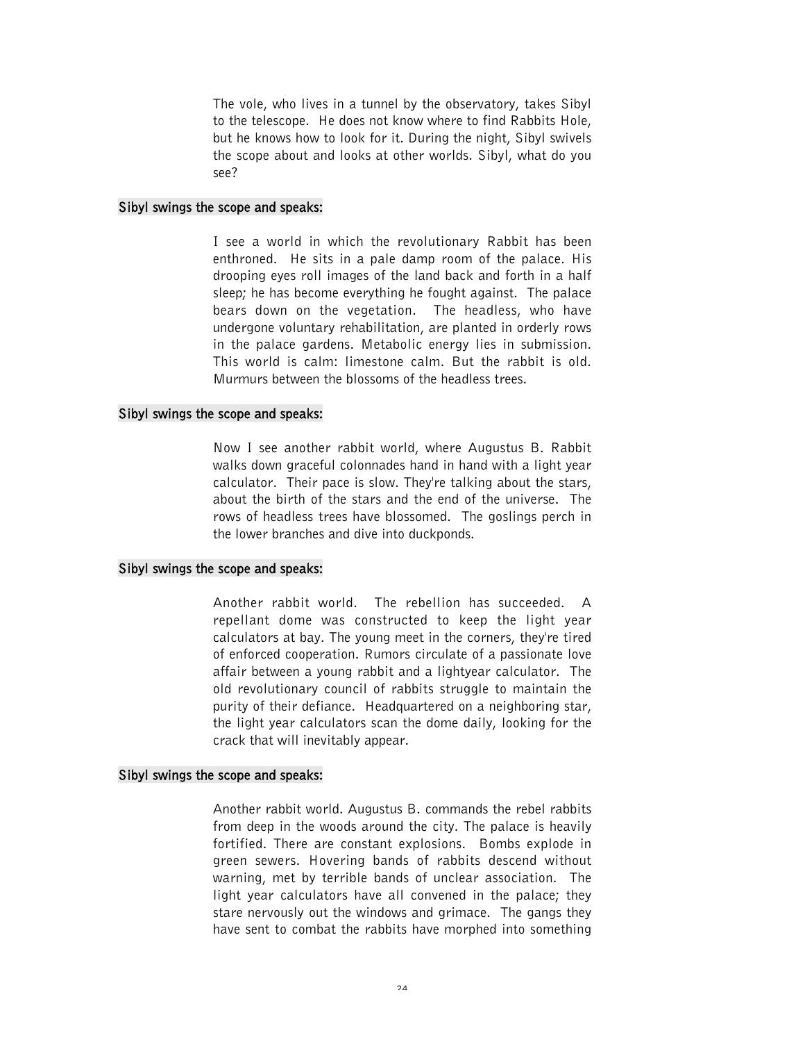The vole, who lives in a tunnel by the observatory, takes Sibyl to the telescope. He does not know where to find Rabbits Hole, but he knows how to look for it. During the night, Sibyl swivels the scope about and looks at other worlds. Sibyl, what do you see?

**Sibyl swings the scope and speaks:**

I see a world in which the revolutionary Rabbit has been enthroned. He sits in a pale damp room of the palace. His drooping eyes roll images of the land back and forth in a half sleep; he has become everything he fought against. The palace bears down on the vegetation. The headless, who have undergone voluntary rehabilitation, are planted in orderly rows in the palace gardens. Metabolic energy lies in submission. This world is calm: limestone calm. But the rabbit is old. Murmurs between the blossoms of the headless trees.

**Sibyl swings the scope and speaks:**

Now I see another rabbit world, where Augustus B. Rabbit walks down graceful colonnades hand in hand with a light year calculator. Their pace is slow. They're talking about the stars, about the birth of the stars and the end of the universe. The rows of headless trees have blossomed. The goslings perch in the lower branches and dive into duckponds.

**Sibyl swings the scope and speaks:**

Another rabbit world. The rebellion has succeeded. A repellant dome was constructed to keep the light year calculators at bay. The young meet in the corners, they're tired of enforced cooperation. Rumors circulate of a passionate love affair between a young rabbit and a lightyear calculator. The old revolutionary council of rabbits struggle to maintain the purity of their defiance. Headquartered on a neighboring star, the light year calculators scan the dome daily, looking for the crack that will inevitably appear.

**Sibyl swings the scope and speaks:**

Another rabbit world. Augustus B. commands the rebel rabbits from deep in the woods around the city. The palace is heavily fortified. There are constant explosions. Bombs explode in green sewers. Hovering bands of rabbits descend without warning, met by terrible bands of unclear association. The light year calculators have all convened in the palace; they stare nervously out the windows and grimace. The gangs they have sent to combat the rabbits have morphed into something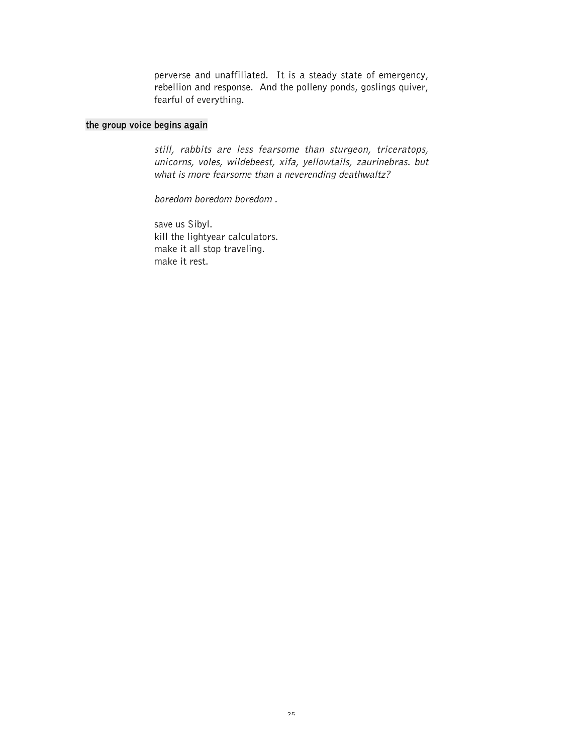perverse and unaffiliated. It is a steady state of emergency, rebellion and response. And the polleny ponds, goslings quiver, fearful of everything.

**the group voice begins again**

*still, rabbits are less fearsome than sturgeon, triceratops, unicorns, voles, wildebeest, xifa, yellowtails, zaurinebras. but what is more fearsome than a neverending deathwaltz?*

*boredom boredom boredom* .

save us Sibyl.
kill the lightyear calculators.
make it all stop traveling.
make it rest.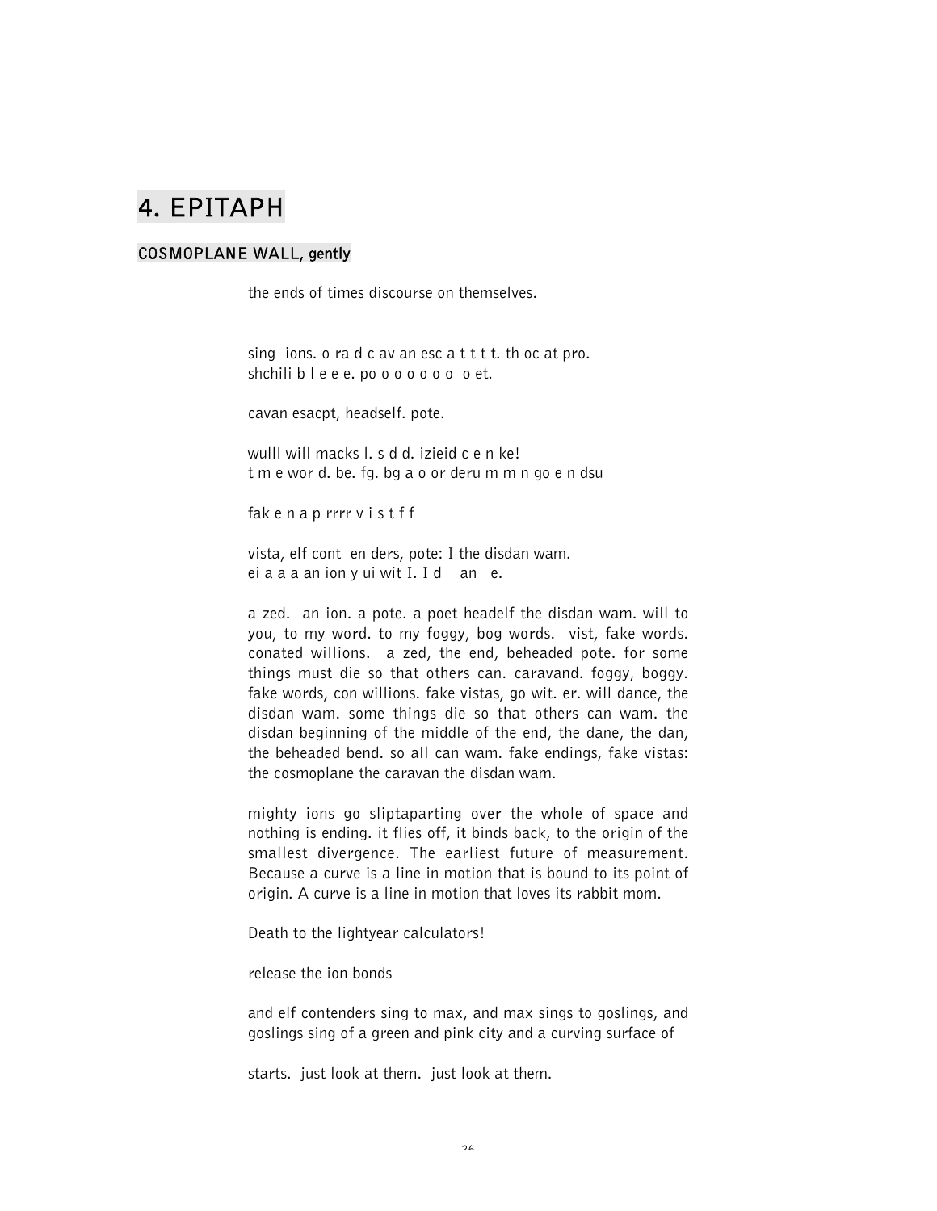# 4. EPITAPH

## COSMOPLANE WALL, gently

the ends of times discourse on themselves.

sing  ions. o ra d c av an esc a t t t t. th oc at pro.
shchili b l e e e. po o o o o o o  o et.

cavan esacpt, headself. pote.

wulll will macks l. s d d. izieid c e n ke!
t m e wor d. be. fg. bg a o or deru m m n go e n dsu

fak e n a p rrrr v i s t f f

vista, elf cont  en ders, pote: I the disdan wam.
ei a a a an ion y ui wit I. I d    an   e.

a zed.  an ion. a pote. a poet headelf the disdan wam. will to you, to my word. to my foggy, bog words.  vist, fake words. conated willions.  a zed, the end, beheaded pote. for some things must die so that others can. caravand. foggy, boggy. fake words, con willions. fake vistas, go wit. er. will dance, the disdan wam. some things die so that others can wam. the disdan beginning of the middle of the end, the dane, the dan, the beheaded bend. so all can wam. fake endings, fake vistas: the cosmoplane the caravan the disdan wam.

mighty ions go sliptaparting over the whole of space and nothing is ending. it flies off, it binds back, to the origin of the smallest divergence. The earliest future of measurement. Because a curve is a line in motion that is bound to its point of origin. A curve is a line in motion that loves its rabbit mom.

Death to the lightyear calculators!

release the ion bonds

and elf contenders sing to max, and max sings to goslings, and goslings sing of a green and pink city and a curving surface of

starts.  just look at them.  just look at them.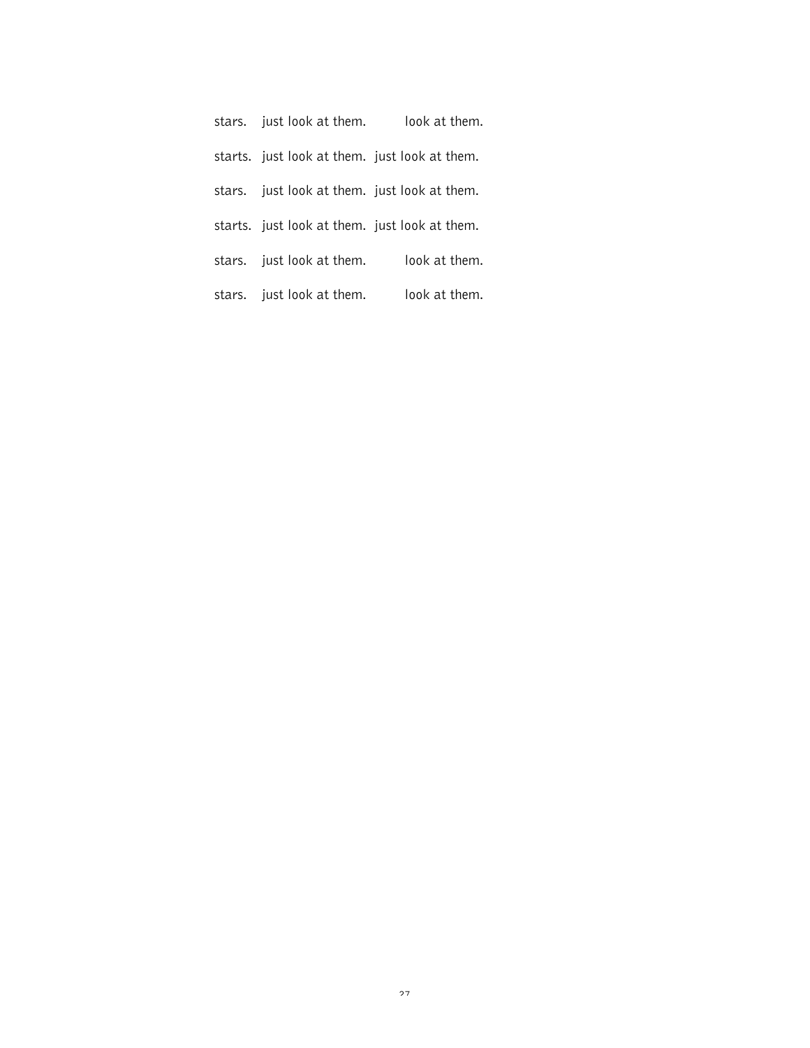stars.    just look at them.          look at them.

starts.  just look at them.  just look at them.

stars.    just look at them.  just look at them.

starts.  just look at them.  just look at them.

stars.    just look at them.          look at them.

stars.    just look at them.          look at them.